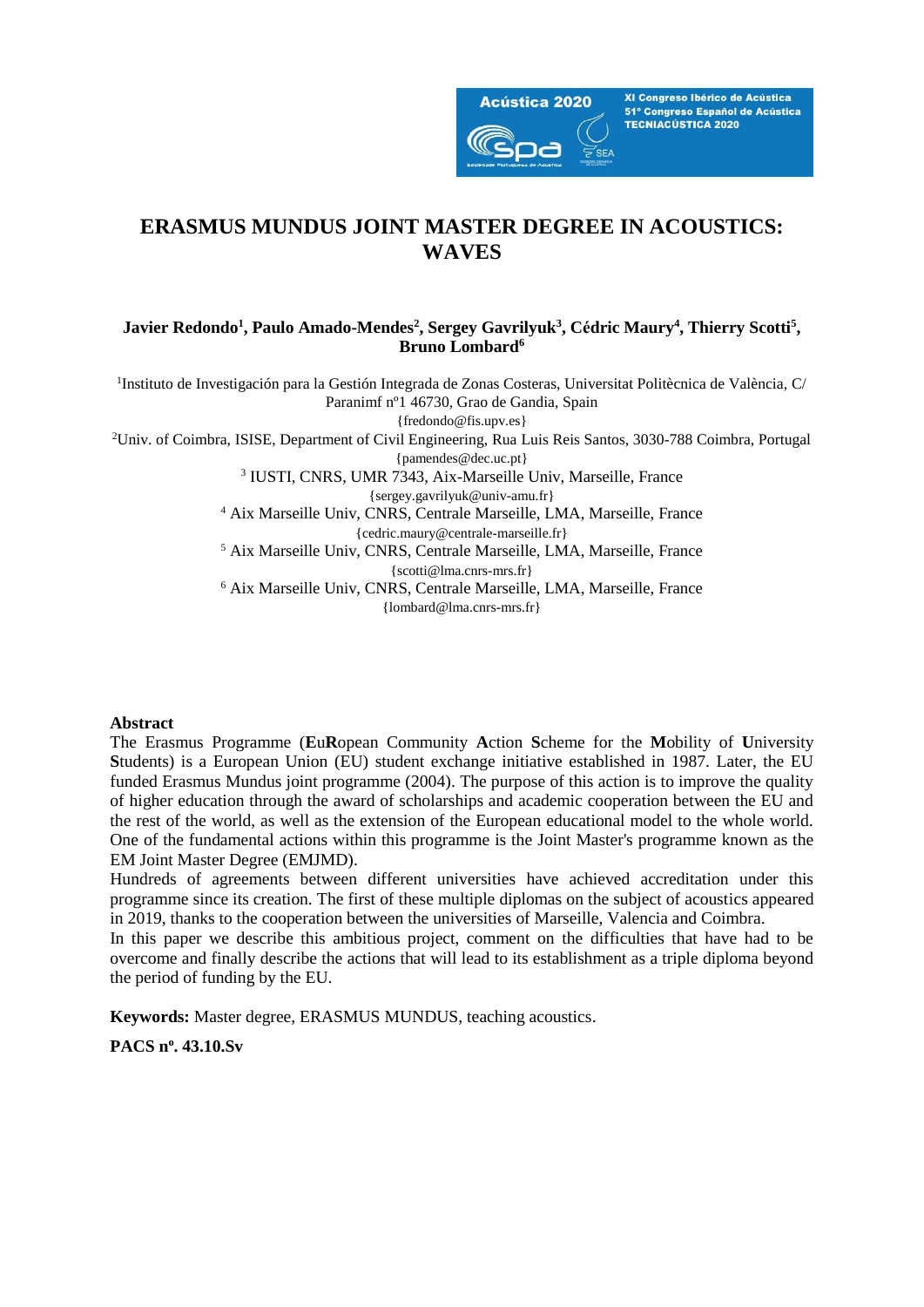# ERASMUS MUNDUS JOINT MASTER DEGREE IN ACOUSTICS: WAVES

**Javier Redondo[1], Paulo Amado-Mendes[2], Sergey Gavrilyuk[3], Cédric Maury[4], Thierry Scotti[5], Bruno Lombard[6]**

[1]Instituto de Investigación para la Gestión Integrada de Zonas Costeras, Universitat Politècnica de València, C/ Paranimf nº1 46730, Grao de Gandia, Spain
{fredondo@fis.upv.es}

[2]Univ. of Coimbra, ISISE, Department of Civil Engineering, Rua Luis Reis Santos, 3030-788 Coimbra, Portugal
{pamendes@dec.uc.pt}

[3] IUSTI, CNRS, UMR 7343, Aix-Marseille Univ, Marseille, France
{sergey.gavrilyuk@univ-amu.fr}

[4] Aix Marseille Univ, CNRS, Centrale Marseille, LMA, Marseille, France
{cedric.maury@centrale-marseille.fr}

[5] Aix Marseille Univ, CNRS, Centrale Marseille, LMA, Marseille, France
{scotti@lma.cnrs-mrs.fr}

[6] Aix Marseille Univ, CNRS, Centrale Marseille, LMA, Marseille, France
{lombard@lma.cnrs-mrs.fr}

**Abstract**

The Erasmus Programme (**E**u**R**opean Community **A**ction **S**cheme for the **M**obility of **U**niversity **S**tudents) is a European Union (EU) student exchange initiative established in 1987. Later, the EU funded Erasmus Mundus joint programme (2004). The purpose of this action is to improve the quality of higher education through the award of scholarships and academic cooperation between the EU and the rest of the world, as well as the extension of the European educational model to the whole world. One of the fundamental actions within this programme is the Joint Master's programme known as the EM Joint Master Degree (EMJMD).

Hundreds of agreements between different universities have achieved accreditation under this programme since its creation. The first of these multiple diplomas on the subject of acoustics appeared in 2019, thanks to the cooperation between the universities of Marseille, Valencia and Coimbra.

In this paper we describe this ambitious project, comment on the difficulties that have had to be overcome and finally describe the actions that will lead to its establishment as a triple diploma beyond the period of funding by the EU.

**Keywords:** Master degree, ERASMUS MUNDUS, teaching acoustics.

**PACS nº. 43.10.Sv**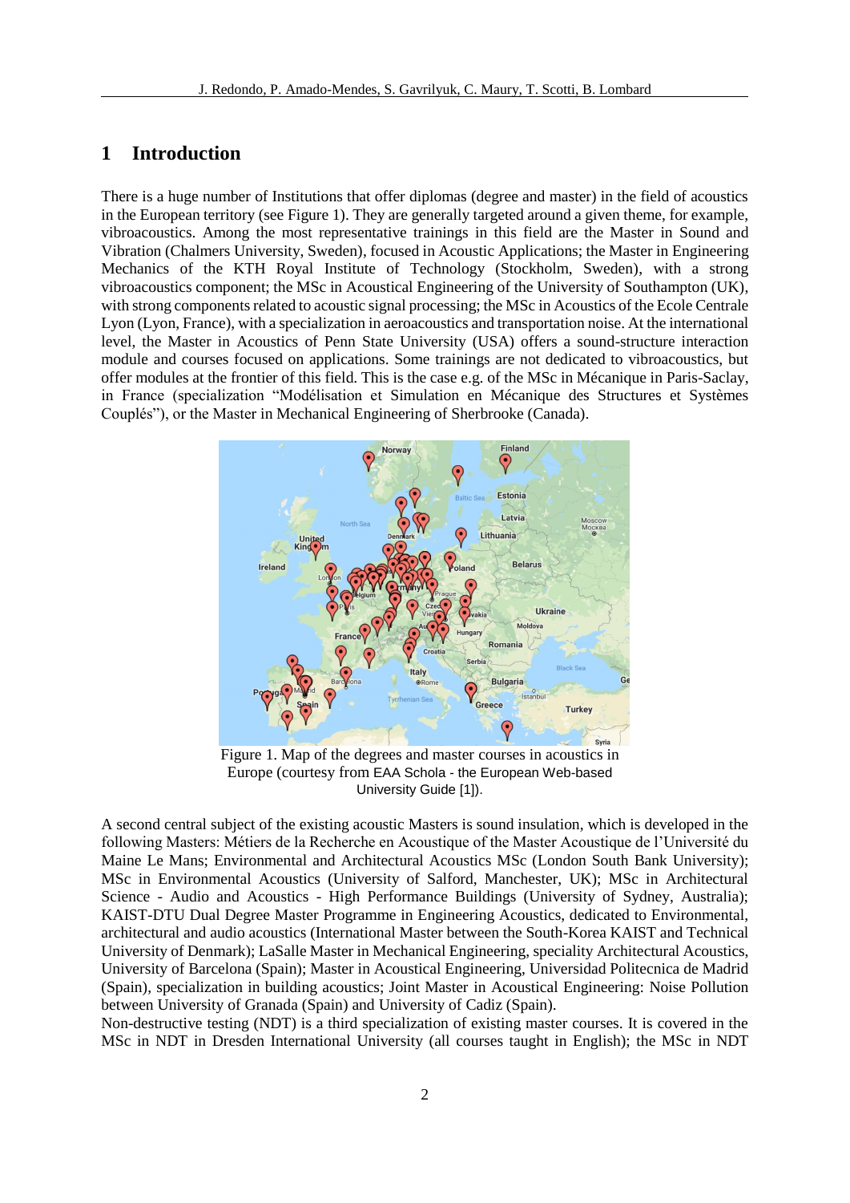# 1 Introduction

There is a huge number of Institutions that offer diplomas (degree and master) in the field of acoustics in the European territory (see Figure 1). They are generally targeted around a given theme, for example, vibroacoustics. Among the most representative trainings in this field are the Master in Sound and Vibration (Chalmers University, Sweden), focused in Acoustic Applications; the Master in Engineering Mechanics of the KTH Royal Institute of Technology (Stockholm, Sweden), with a strong vibroacoustics component; the MSc in Acoustical Engineering of the University of Southampton (UK), with strong components related to acoustic signal processing; the MSc in Acoustics of the Ecole Centrale Lyon (Lyon, France), with a specialization in aeroacoustics and transportation noise. At the international level, the Master in Acoustics of Penn State University (USA) offers a sound-structure interaction module and courses focused on applications. Some trainings are not dedicated to vibroacoustics, but offer modules at the frontier of this field. This is the case e.g. of the MSc in Mécanique in Paris-Saclay, in France (specialization "Modélisation et Simulation en Mécanique des Structures et Systèmes Couplés"), or the Master in Mechanical Engineering of Sherbrooke (Canada).

Figure 1. Map of the degrees and master courses in acoustics in Europe (courtesy from EAA Schola - the European Web-based University Guide [1]).

A second central subject of the existing acoustic Masters is sound insulation, which is developed in the following Masters: Métiers de la Recherche en Acoustique of the Master Acoustique de l'Université du Maine Le Mans; Environmental and Architectural Acoustics MSc (London South Bank University); MSc in Environmental Acoustics (University of Salford, Manchester, UK); MSc in Architectural Science - Audio and Acoustics - High Performance Buildings (University of Sydney, Australia); KAIST-DTU Dual Degree Master Programme in Engineering Acoustics, dedicated to Environmental, architectural and audio acoustics (International Master between the South-Korea KAIST and Technical University of Denmark); LaSalle Master in Mechanical Engineering, speciality Architectural Acoustics, University of Barcelona (Spain); Master in Acoustical Engineering, Universidad Politecnica de Madrid (Spain), specialization in building acoustics; Joint Master in Acoustical Engineering: Noise Pollution between University of Granada (Spain) and University of Cadiz (Spain).

Non-destructive testing (NDT) is a third specialization of existing master courses. It is covered in the MSc in NDT in Dresden International University (all courses taught in English); the MSc in NDT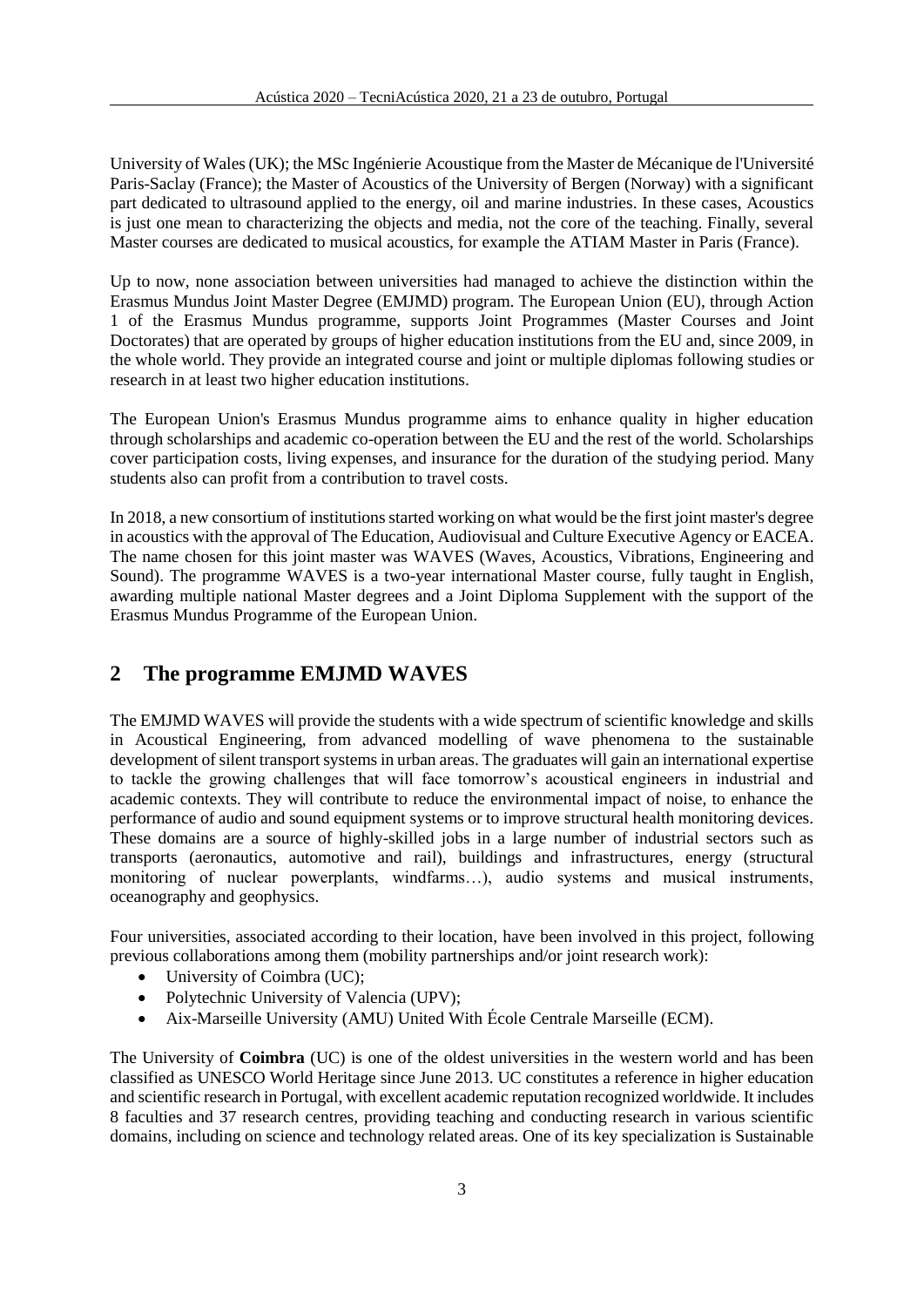University of Wales (UK); the MSc Ingénierie Acoustique from the Master de Mécanique de l'Université Paris-Saclay (France); the Master of Acoustics of the University of Bergen (Norway) with a significant part dedicated to ultrasound applied to the energy, oil and marine industries. In these cases, Acoustics is just one mean to characterizing the objects and media, not the core of the teaching. Finally, several Master courses are dedicated to musical acoustics, for example the ATIAM Master in Paris (France).

Up to now, none association between universities had managed to achieve the distinction within the Erasmus Mundus Joint Master Degree (EMJMD) program. The European Union (EU), through Action 1 of the Erasmus Mundus programme, supports Joint Programmes (Master Courses and Joint Doctorates) that are operated by groups of higher education institutions from the EU and, since 2009, in the whole world. They provide an integrated course and joint or multiple diplomas following studies or research in at least two higher education institutions.

The European Union's Erasmus Mundus programme aims to enhance quality in higher education through scholarships and academic co-operation between the EU and the rest of the world. Scholarships cover participation costs, living expenses, and insurance for the duration of the studying period. Many students also can profit from a contribution to travel costs.

In 2018, a new consortium of institutions started working on what would be the first joint master's degree in acoustics with the approval of The Education, Audiovisual and Culture Executive Agency or EACEA. The name chosen for this joint master was WAVES (Waves, Acoustics, Vibrations, Engineering and Sound). The programme WAVES is a two-year international Master course, fully taught in English, awarding multiple national Master degrees and a Joint Diploma Supplement with the support of the Erasmus Mundus Programme of the European Union.

## 2 The programme EMJMD WAVES

The EMJMD WAVES will provide the students with a wide spectrum of scientific knowledge and skills in Acoustical Engineering, from advanced modelling of wave phenomena to the sustainable development of silent transport systems in urban areas. The graduates will gain an international expertise to tackle the growing challenges that will face tomorrow's acoustical engineers in industrial and academic contexts. They will contribute to reduce the environmental impact of noise, to enhance the performance of audio and sound equipment systems or to improve structural health monitoring devices. These domains are a source of highly-skilled jobs in a large number of industrial sectors such as transports (aeronautics, automotive and rail), buildings and infrastructures, energy (structural monitoring of nuclear powerplants, windfarms…), audio systems and musical instruments, oceanography and geophysics.

Four universities, associated according to their location, have been involved in this project, following previous collaborations among them (mobility partnerships and/or joint research work):

- University of Coimbra (UC);
- Polytechnic University of Valencia (UPV);
- Aix-Marseille University (AMU) United With École Centrale Marseille (ECM).

The University of **Coimbra** (UC) is one of the oldest universities in the western world and has been classified as UNESCO World Heritage since June 2013. UC constitutes a reference in higher education and scientific research in Portugal, with excellent academic reputation recognized worldwide. It includes 8 faculties and 37 research centres, providing teaching and conducting research in various scientific domains, including on science and technology related areas. One of its key specialization is Sustainable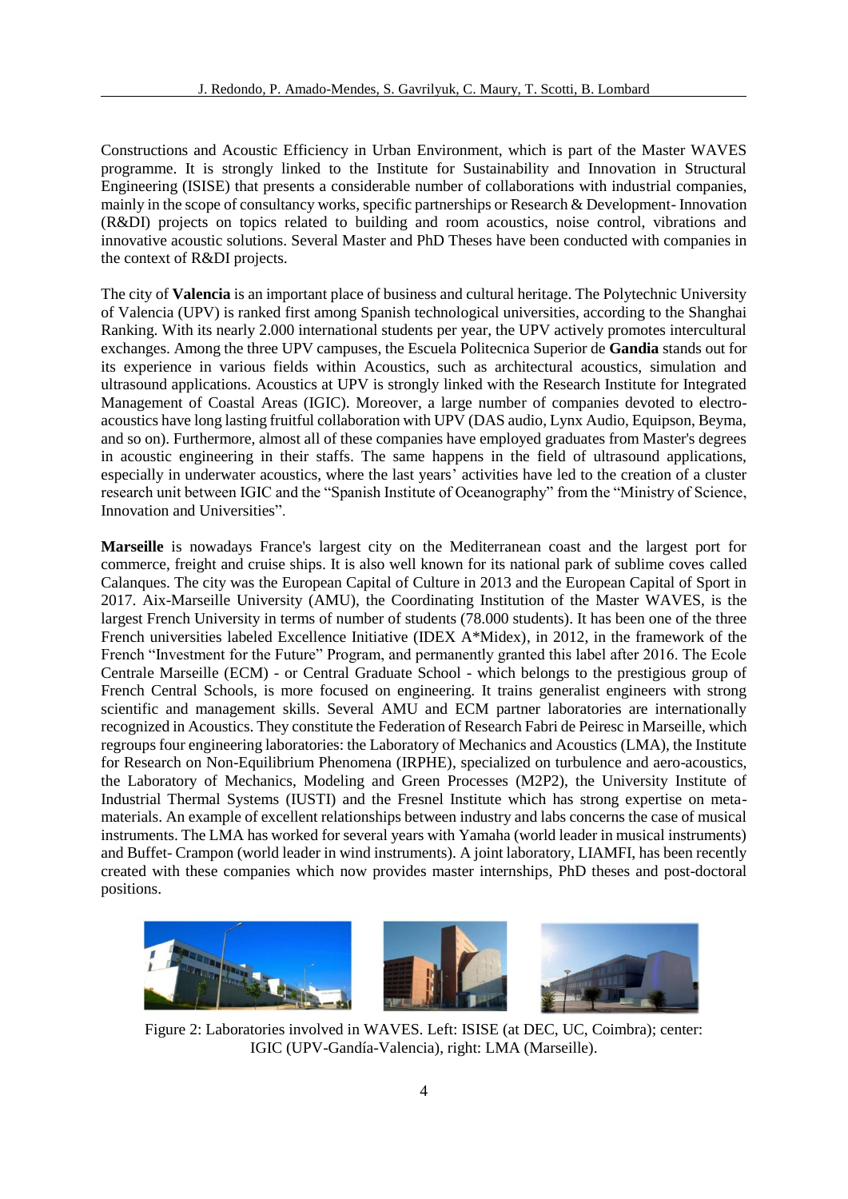Constructions and Acoustic Efficiency in Urban Environment, which is part of the Master WAVES programme. It is strongly linked to the Institute for Sustainability and Innovation in Structural Engineering (ISISE) that presents a considerable number of collaborations with industrial companies, mainly in the scope of consultancy works, specific partnerships or Research & Development- Innovation (R&DI) projects on topics related to building and room acoustics, noise control, vibrations and innovative acoustic solutions. Several Master and PhD Theses have been conducted with companies in the context of R&DI projects.

The city of **Valencia** is an important place of business and cultural heritage. The Polytechnic University of Valencia (UPV) is ranked first among Spanish technological universities, according to the Shanghai Ranking. With its nearly 2.000 international students per year, the UPV actively promotes intercultural exchanges. Among the three UPV campuses, the Escuela Politecnica Superior de **Gandia** stands out for its experience in various fields within Acoustics, such as architectural acoustics, simulation and ultrasound applications. Acoustics at UPV is strongly linked with the Research Institute for Integrated Management of Coastal Areas (IGIC). Moreover, a large number of companies devoted to electro-acoustics have long lasting fruitful collaboration with UPV (DAS audio, Lynx Audio, Equipson, Beyma, and so on). Furthermore, almost all of these companies have employed graduates from Master's degrees in acoustic engineering in their staffs. The same happens in the field of ultrasound applications, especially in underwater acoustics, where the last years' activities have led to the creation of a cluster research unit between IGIC and the "Spanish Institute of Oceanography" from the "Ministry of Science, Innovation and Universities".

**Marseille** is nowadays France's largest city on the Mediterranean coast and the largest port for commerce, freight and cruise ships. It is also well known for its national park of sublime coves called Calanques. The city was the European Capital of Culture in 2013 and the European Capital of Sport in 2017. Aix-Marseille University (AMU), the Coordinating Institution of the Master WAVES, is the largest French University in terms of number of students (78.000 students). It has been one of the three French universities labeled Excellence Initiative (IDEX A*Midex), in 2012, in the framework of the French "Investment for the Future" Program, and permanently granted this label after 2016. The Ecole Centrale Marseille (ECM) - or Central Graduate School - which belongs to the prestigious group of French Central Schools, is more focused on engineering. It trains generalist engineers with strong scientific and management skills. Several AMU and ECM partner laboratories are internationally recognized in Acoustics. They constitute the Federation of Research Fabri de Peiresc in Marseille, which regroups four engineering laboratories: the Laboratory of Mechanics and Acoustics (LMA), the Institute for Research on Non-Equilibrium Phenomena (IRPHE), specialized on turbulence and aero-acoustics, the Laboratory of Mechanics, Modeling and Green Processes (M2P2), the University Institute of Industrial Thermal Systems (IUSTI) and the Fresnel Institute which has strong expertise on meta-materials. An example of excellent relationships between industry and labs concerns the case of musical instruments. The LMA has worked for several years with Yamaha (world leader in musical instruments) and Buffet- Crampon (world leader in wind instruments). A joint laboratory, LIAMFI, has been recently created with these companies which now provides master internships, PhD theses and post-doctoral positions.

Figure 2: Laboratories involved in WAVES. Left: ISISE (at DEC, UC, Coimbra); center: IGIC (UPV-Gandía-Valencia), right: LMA (Marseille).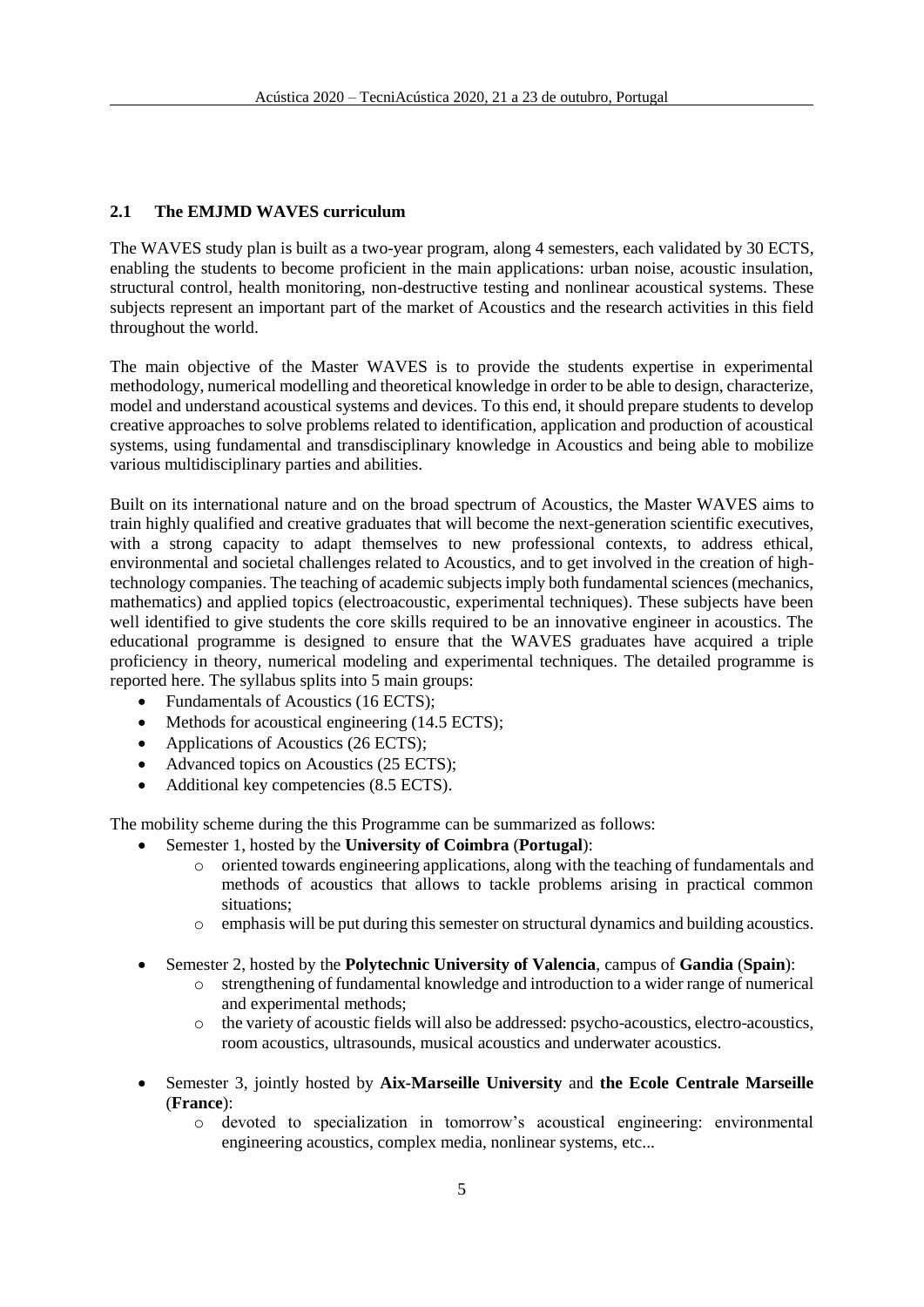### 2.1 The EMJMD WAVES curriculum

The WAVES study plan is built as a two-year program, along 4 semesters, each validated by 30 ECTS, enabling the students to become proficient in the main applications: urban noise, acoustic insulation, structural control, health monitoring, non-destructive testing and nonlinear acoustical systems. These subjects represent an important part of the market of Acoustics and the research activities in this field throughout the world.

The main objective of the Master WAVES is to provide the students expertise in experimental methodology, numerical modelling and theoretical knowledge in order to be able to design, characterize, model and understand acoustical systems and devices. To this end, it should prepare students to develop creative approaches to solve problems related to identification, application and production of acoustical systems, using fundamental and transdisciplinary knowledge in Acoustics and being able to mobilize various multidisciplinary parties and abilities.

Built on its international nature and on the broad spectrum of Acoustics, the Master WAVES aims to train highly qualified and creative graduates that will become the next-generation scientific executives, with a strong capacity to adapt themselves to new professional contexts, to address ethical, environmental and societal challenges related to Acoustics, and to get involved in the creation of high-technology companies. The teaching of academic subjects imply both fundamental sciences (mechanics, mathematics) and applied topics (electroacoustic, experimental techniques). These subjects have been well identified to give students the core skills required to be an innovative engineer in acoustics. The educational programme is designed to ensure that the WAVES graduates have acquired a triple proficiency in theory, numerical modeling and experimental techniques. The detailed programme is reported here. The syllabus splits into 5 main groups:

- Fundamentals of Acoustics (16 ECTS);
- Methods for acoustical engineering (14.5 ECTS);
- Applications of Acoustics (26 ECTS);
- Advanced topics on Acoustics (25 ECTS);
- Additional key competencies (8.5 ECTS).

The mobility scheme during the this Programme can be summarized as follows:

- Semester 1, hosted by the **University of Coimbra** (**Portugal**):
  - oriented towards engineering applications, along with the teaching of fundamentals and methods of acoustics that allows to tackle problems arising in practical common situations;
  - emphasis will be put during this semester on structural dynamics and building acoustics.
- Semester 2, hosted by the **Polytechnic University of Valencia**, campus of **Gandia** (**Spain**):
  - strengthening of fundamental knowledge and introduction to a wider range of numerical and experimental methods;
  - the variety of acoustic fields will also be addressed: psycho-acoustics, electro-acoustics, room acoustics, ultrasounds, musical acoustics and underwater acoustics.
- Semester 3, jointly hosted by **Aix-Marseille University** and **the Ecole Centrale Marseille** (**France**):
  - devoted to specialization in tomorrow's acoustical engineering: environmental engineering acoustics, complex media, nonlinear systems, etc...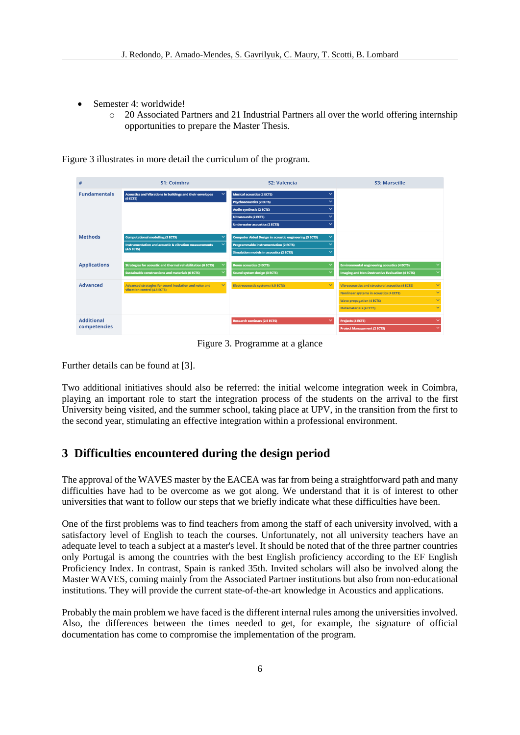- Semester 4: worldwide!
  - 20 Associated Partners and 21 Industrial Partners all over the world offering internship opportunities to prepare the Master Thesis.

Figure 3 illustrates in more detail the curriculum of the program.

| # | S1: Coimbra | S2: Valencia | S3: Marseille |
|---|---|---|---|
| Fundamentals | Acoustics and Vibrations in buildings and their envelopes (6 ECTS) | Musical acoustics (2 ECTS)<br>Psychoacoustics (2 ECTS)<br>Audio synthesis (2 ECTS)<br>Ultrasounds (2 ECTS)<br>Underwater acoustics (2 ECTS) | |
| Methods | Computational modelling (3 ECTS)<br>Instrumentation and acoustic & vibration measurements (4.5 ECTS) | Computer Aided Design in acoustic engineering (3 ECTS)<br>Programmable instrumentation (2 ECTS)<br>Simulation models in acoustics (2 ECTS) | |
| Applications | Strategies for acoustic and thermal rehabilitation (6 ECTS)<br>Sustainable constructions and materials (6 ECTS) | Room acoustics (3 ECTS)<br>Sound system design (3 ECTS) | Environmental engineering acoustics (4 ECTS)<br>Imaging and Non-Destructive Evaluation (4 ECTS) |
| Advanced | Advanced strategies for sound insulation and noise and vibration control (4.5 ECTS) | Electroacoustic systems (4.5 ECTS) | Vibroacoustics and structural acoustics (4 ECTS)<br>Nonlinear systems in acoustics (4 ECTS)<br>Wave propagation (4 ECTS)<br>Metamaterials (4 ECTS) |
| Additional competencies | | Research seminars (2.5 ECTS) | Projects (4 ECTS)<br>Project Management (2 ECTS) |

Figure 3. Programme at a glance

Further details can be found at [3].

Two additional initiatives should also be referred: the initial welcome integration week in Coimbra, playing an important role to start the integration process of the students on the arrival to the first University being visited, and the summer school, taking place at UPV, in the transition from the first to the second year, stimulating an effective integration within a professional environment.

## 3 Difficulties encountered during the design period

The approval of the WAVES master by the EACEA was far from being a straightforward path and many difficulties have had to be overcome as we got along. We understand that it is of interest to other universities that want to follow our steps that we briefly indicate what these difficulties have been.

One of the first problems was to find teachers from among the staff of each university involved, with a satisfactory level of English to teach the courses. Unfortunately, not all university teachers have an adequate level to teach a subject at a master's level. It should be noted that of the three partner countries only Portugal is among the countries with the best English proficiency according to the EF English Proficiency Index. In contrast, Spain is ranked 35th. Invited scholars will also be involved along the Master WAVES, coming mainly from the Associated Partner institutions but also from non-educational institutions. They will provide the current state-of-the-art knowledge in Acoustics and applications.

Probably the main problem we have faced is the different internal rules among the universities involved. Also, the differences between the times needed to get, for example, the signature of official documentation has come to compromise the implementation of the program.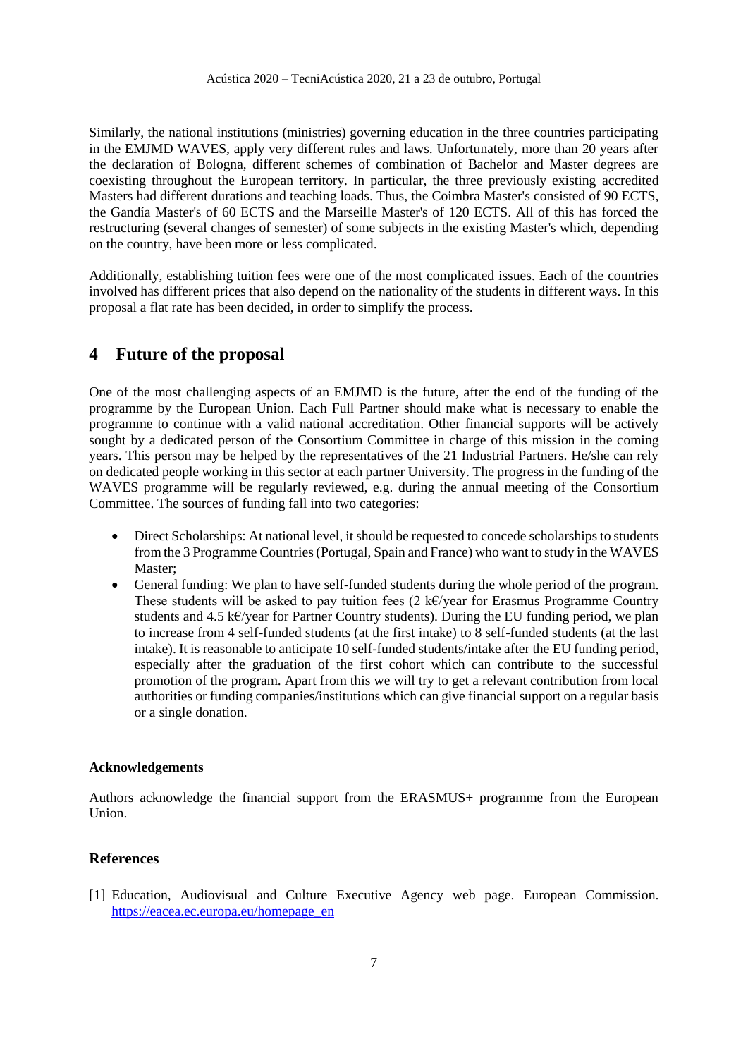Similarly, the national institutions (ministries) governing education in the three countries participating in the EMJMD WAVES, apply very different rules and laws. Unfortunately, more than 20 years after the declaration of Bologna, different schemes of combination of Bachelor and Master degrees are coexisting throughout the European territory. In particular, the three previously existing accredited Masters had different durations and teaching loads. Thus, the Coimbra Master's consisted of 90 ECTS, the Gandía Master's of 60 ECTS and the Marseille Master's of 120 ECTS. All of this has forced the restructuring (several changes of semester) of some subjects in the existing Master's which, depending on the country, have been more or less complicated.

Additionally, establishing tuition fees were one of the most complicated issues. Each of the countries involved has different prices that also depend on the nationality of the students in different ways. In this proposal a flat rate has been decided, in order to simplify the process.

## 4 Future of the proposal

One of the most challenging aspects of an EMJMD is the future, after the end of the funding of the programme by the European Union. Each Full Partner should make what is necessary to enable the programme to continue with a valid national accreditation. Other financial supports will be actively sought by a dedicated person of the Consortium Committee in charge of this mission in the coming years. This person may be helped by the representatives of the 21 Industrial Partners. He/she can rely on dedicated people working in this sector at each partner University. The progress in the funding of the WAVES programme will be regularly reviewed, e.g. during the annual meeting of the Consortium Committee. The sources of funding fall into two categories:

- Direct Scholarships: At national level, it should be requested to concede scholarships to students from the 3 Programme Countries (Portugal, Spain and France) who want to study in the WAVES Master;
- General funding: We plan to have self-funded students during the whole period of the program. These students will be asked to pay tuition fees (2 k€/year for Erasmus Programme Country students and 4.5 k€/year for Partner Country students). During the EU funding period, we plan to increase from 4 self-funded students (at the first intake) to 8 self-funded students (at the last intake). It is reasonable to anticipate 10 self-funded students/intake after the EU funding period, especially after the graduation of the first cohort which can contribute to the successful promotion of the program. Apart from this we will try to get a relevant contribution from local authorities or funding companies/institutions which can give financial support on a regular basis or a single donation.

### Acknowledgements

Authors acknowledge the financial support from the ERASMUS+ programme from the European Union.

### References

[1] Education, Audiovisual and Culture Executive Agency web page. European Commission. https://eacea.ec.europa.eu/homepage_en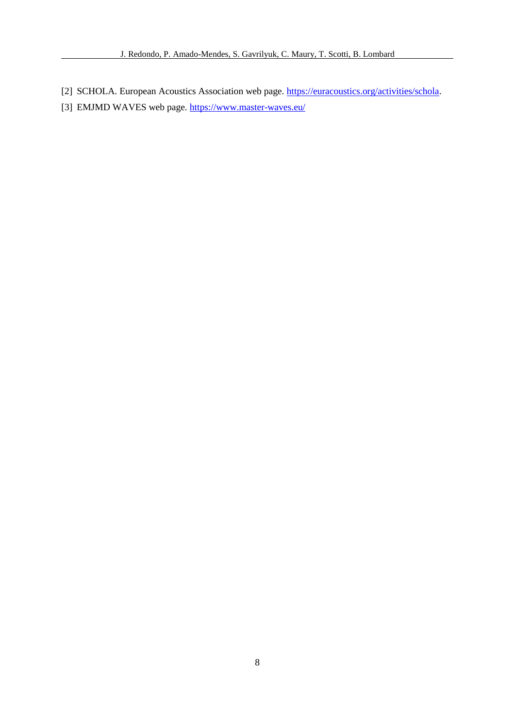[2] SCHOLA. European Acoustics Association web page. https://euracoustics.org/activities/schola.

[3] EMJMD WAVES web page. https://www.master-waves.eu/